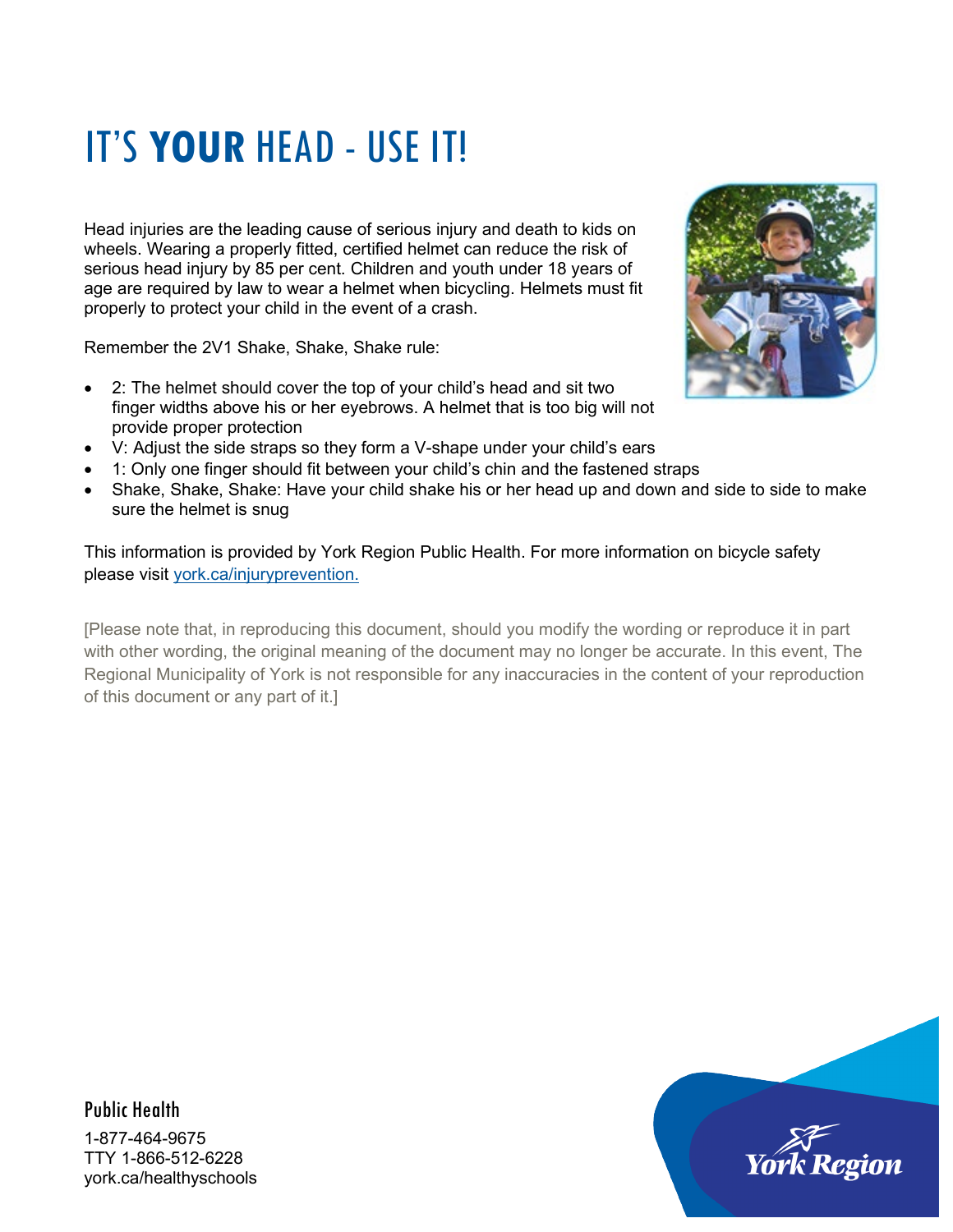# IT'S **YOUR** HEAD - USE IT!

Head injuries are the leading cause of serious injury and death to kids on wheels. Wearing a properly fitted, certified helmet can reduce the risk of serious head injury by 85 per cent. Children and youth under 18 years of age are required by law to wear a helmet when bicycling. Helmets must fit properly to protect your child in the event of a crash.

Remember the 2V1 Shake, Shake, Shake rule:

- 2: The helmet should cover the top of your child's head and sit two finger widths above his or her eyebrows. A helmet that is too big will not provide proper protection
- V: Adjust the side straps so they form a V-shape under your child's ears
- 1: Only one finger should fit between your child's chin and the fastened straps
- Shake, Shake, Shake: Have your child shake his or her head up and down and side to side to make sure the helmet is snug

This information is provided by York Region Public Health. For more information on bicycle safety please visit york.ca/injuryprevention.

[Please note that, in reproducing this document, should you modify the wording or reproduce it in part with other wording, the original meaning of the document may no longer be accurate. In this event, The Regional Municipality of York is not responsible for any inaccuracies in the content of your reproduction of this document or any part of it.]

Public Health
1-877-464-9675
TTY 1-866-512-6228
york.ca/healthyschools

York Region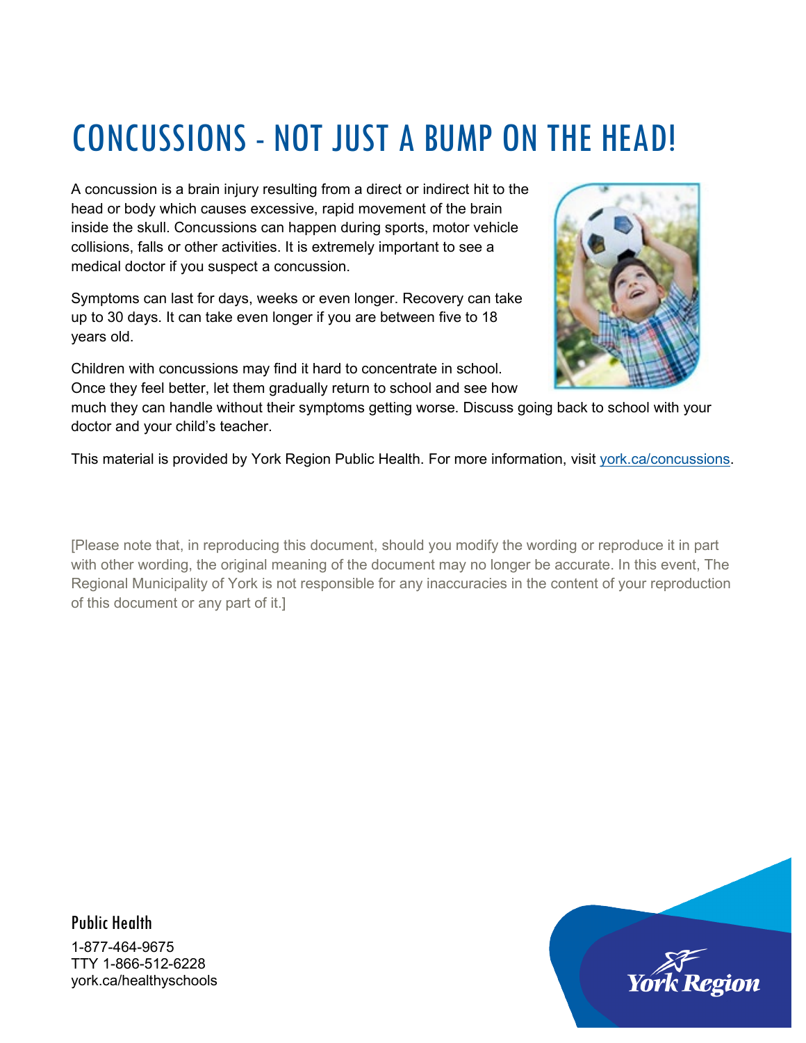# CONCUSSIONS - NOT JUST A BUMP ON THE HEAD!

A concussion is a brain injury resulting from a direct or indirect hit to the head or body which causes excessive, rapid movement of the brain inside the skull. Concussions can happen during sports, motor vehicle collisions, falls or other activities. It is extremely important to see a medical doctor if you suspect a concussion.

Symptoms can last for days, weeks or even longer. Recovery can take up to 30 days. It can take even longer if you are between five to 18 years old.

Children with concussions may find it hard to concentrate in school. Once they feel better, let them gradually return to school and see how much they can handle without their symptoms getting worse. Discuss going back to school with your doctor and your child's teacher.

This material is provided by York Region Public Health. For more information, visit york.ca/concussions.

[Please note that, in reproducing this document, should you modify the wording or reproduce it in part with other wording, the original meaning of the document may no longer be accurate. In this event, The Regional Municipality of York is not responsible for any inaccuracies in the content of your reproduction of this document or any part of it.]

Public Health

1-877-464-9675
TTY 1-866-512-6228
york.ca/healthyschools

York Region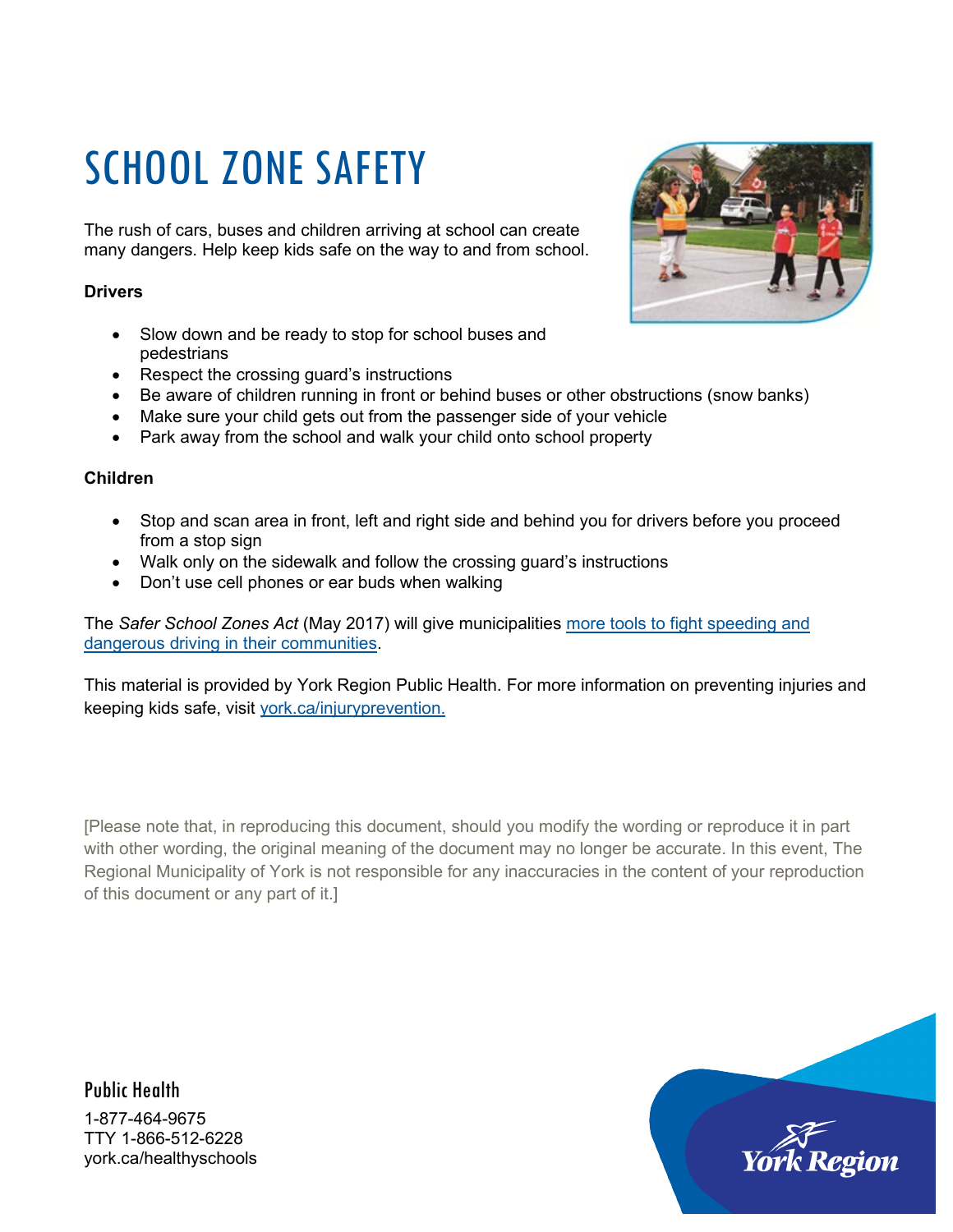# SCHOOL ZONE SAFETY

The rush of cars, buses and children arriving at school can create many dangers. Help keep kids safe on the way to and from school.

**Drivers**

- Slow down and be ready to stop for school buses and pedestrians
- Respect the crossing guard's instructions
- Be aware of children running in front or behind buses or other obstructions (snow banks)
- Make sure your child gets out from the passenger side of your vehicle
- Park away from the school and walk your child onto school property

**Children**

- Stop and scan area in front, left and right side and behind you for drivers before you proceed from a stop sign
- Walk only on the sidewalk and follow the crossing guard's instructions
- Don't use cell phones or ear buds when walking

The *Safer School Zones Act* (May 2017) will give municipalities more tools to fight speeding and dangerous driving in their communities.

This material is provided by York Region Public Health. For more information on preventing injuries and keeping kids safe, visit york.ca/injuryprevention.

[Please note that, in reproducing this document, should you modify the wording or reproduce it in part with other wording, the original meaning of the document may no longer be accurate. In this event, The Regional Municipality of York is not responsible for any inaccuracies in the content of your reproduction of this document or any part of it.]

Public Health

1-877-464-9675
TTY 1-866-512-6228
york.ca/healthyschools

York Region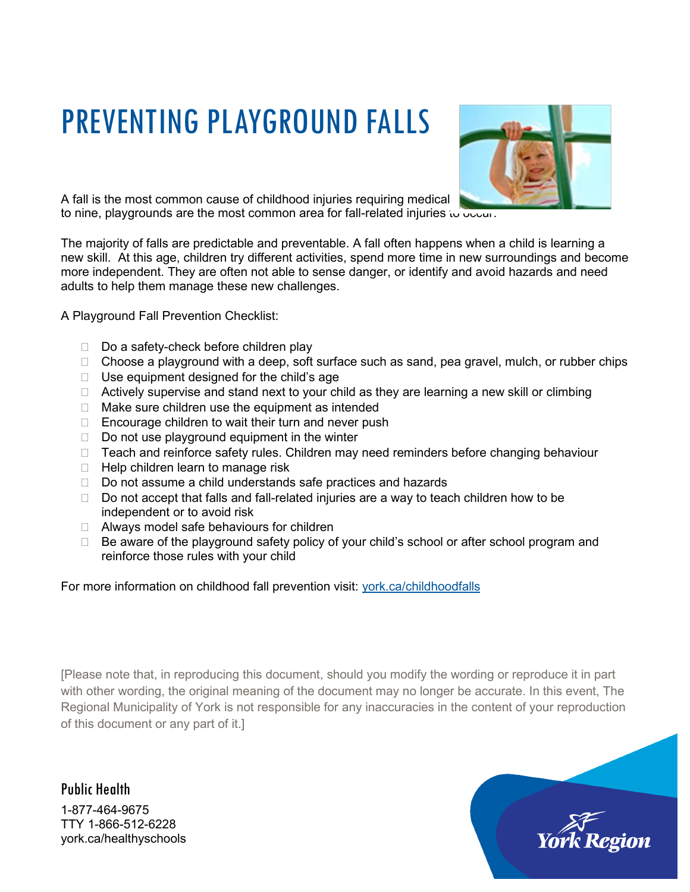# PREVENTING PLAYGROUND FALLS

A fall is the most common cause of childhood injuries requiring medical to nine, playgrounds are the most common area for fall-related injuries to occur.

The majority of falls are predictable and preventable. A fall often happens when a child is learning a new skill. At this age, children try different activities, spend more time in new surroundings and become more independent. They are often not able to sense danger, or identify and avoid hazards and need adults to help them manage these new challenges.

A Playground Fall Prevention Checklist:

- Do a safety-check before children play
- Choose a playground with a deep, soft surface such as sand, pea gravel, mulch, or rubber chips
- Use equipment designed for the child's age
- Actively supervise and stand next to your child as they are learning a new skill or climbing
- Make sure children use the equipment as intended
- Encourage children to wait their turn and never push
- Do not use playground equipment in the winter
- Teach and reinforce safety rules. Children may need reminders before changing behaviour
- Help children learn to manage risk
- Do not assume a child understands safe practices and hazards
- Do not accept that falls and fall-related injuries are a way to teach children how to be independent or to avoid risk
- Always model safe behaviours for children
- Be aware of the playground safety policy of your child's school or after school program and reinforce those rules with your child

For more information on childhood fall prevention visit: [york.ca/childhoodfalls](york.ca/childhoodfalls)

[Please note that, in reproducing this document, should you modify the wording or reproduce it in part with other wording, the original meaning of the document may no longer be accurate. In this event, The Regional Municipality of York is not responsible for any inaccuracies in the content of your reproduction of this document or any part of it.]

Public Health

1-877-464-9675
TTY 1-866-512-6228
york.ca/healthyschools

York Region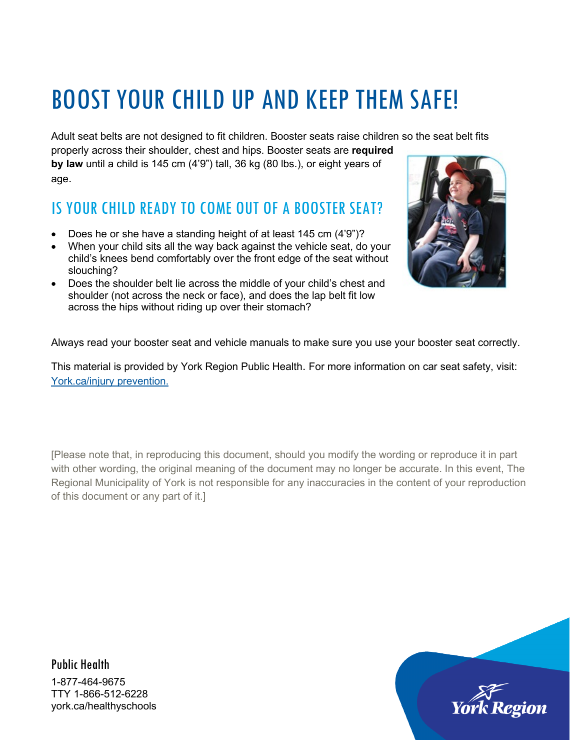# BOOST YOUR CHILD UP AND KEEP THEM SAFE!

Adult seat belts are not designed to fit children. Booster seats raise children so the seat belt fits properly across their shoulder, chest and hips. Booster seats are **required by law** until a child is 145 cm (4'9") tall, 36 kg (80 lbs.), or eight years of age.

## IS YOUR CHILD READY TO COME OUT OF A BOOSTER SEAT?

- Does he or she have a standing height of at least 145 cm (4'9")?
- When your child sits all the way back against the vehicle seat, do your child's knees bend comfortably over the front edge of the seat without slouching?
- Does the shoulder belt lie across the middle of your child's chest and shoulder (not across the neck or face), and does the lap belt fit low across the hips without riding up over their stomach?

Always read your booster seat and vehicle manuals to make sure you use your booster seat correctly.

This material is provided by York Region Public Health. For more information on car seat safety, visit: [York.ca/injury prevention.](York.ca/injury prevention)

[Please note that, in reproducing this document, should you modify the wording or reproduce it in part with other wording, the original meaning of the document may no longer be accurate. In this event, The Regional Municipality of York is not responsible for any inaccuracies in the content of your reproduction of this document or any part of it.]

Public Health

1-877-464-9675
TTY 1-866-512-6228
york.ca/healthyschools

York Region